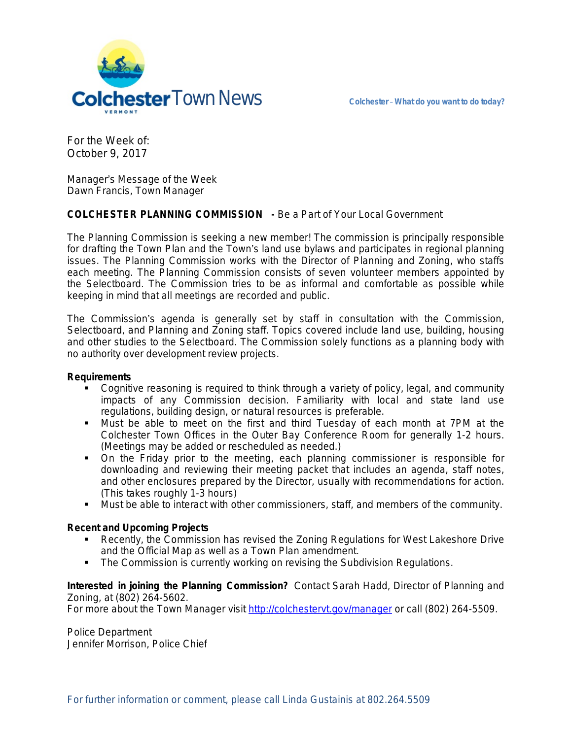# Colchester Town News

Colchester – What do you want to do today?

For the Week of:
October 9, 2017

Manager's Message of the Week
Dawn Francis, Town Manager

**COLCHESTER PLANNING COMMISSION** **-** Be a Part of Your Local Government

The Planning Commission is seeking a new member! The commission is principally responsible for drafting the Town Plan and the Town's land use bylaws and participates in regional planning issues. The Planning Commission works with the Director of Planning and Zoning, who staffs each meeting. The Planning Commission consists of seven volunteer members appointed by the Selectboard. The Commission tries to be as informal and comfortable as possible while keeping in mind that all meetings are recorded and public.

The Commission's agenda is generally set by staff in consultation with the Commission, Selectboard, and Planning and Zoning staff. Topics covered include land use, building, housing and other studies to the Selectboard. The Commission solely functions as a planning body with no authority over development review projects.

**Requirements**

- Cognitive reasoning is required to think through a variety of policy, legal, and community impacts of any Commission decision. Familiarity with local and state land use regulations, building design, or natural resources is preferable.
- Must be able to meet on the first and third Tuesday of each month at 7PM at the Colchester Town Offices in the Outer Bay Conference Room for generally 1-2 hours. (Meetings may be added or rescheduled as needed.)
- On the Friday prior to the meeting, each planning commissioner is responsible for downloading and reviewing their meeting packet that includes an agenda, staff notes, and other enclosures prepared by the Director, usually with recommendations for action. (This takes roughly 1-3 hours)
- Must be able to interact with other commissioners, staff, and members of the community.

**Recent and Upcoming Projects**

- Recently, the Commission has revised the Zoning Regulations for West Lakeshore Drive and the Official Map as well as a Town Plan amendment.
- The Commission is currently working on revising the Subdivision Regulations.

**Interested in joining the Planning Commission?** Contact Sarah Hadd, Director of Planning and Zoning, at (802) 264-5602.
For more about the Town Manager visit http://colchestervt.gov/manager or call (802) 264-5509.

Police Department
Jennifer Morrison, Police Chief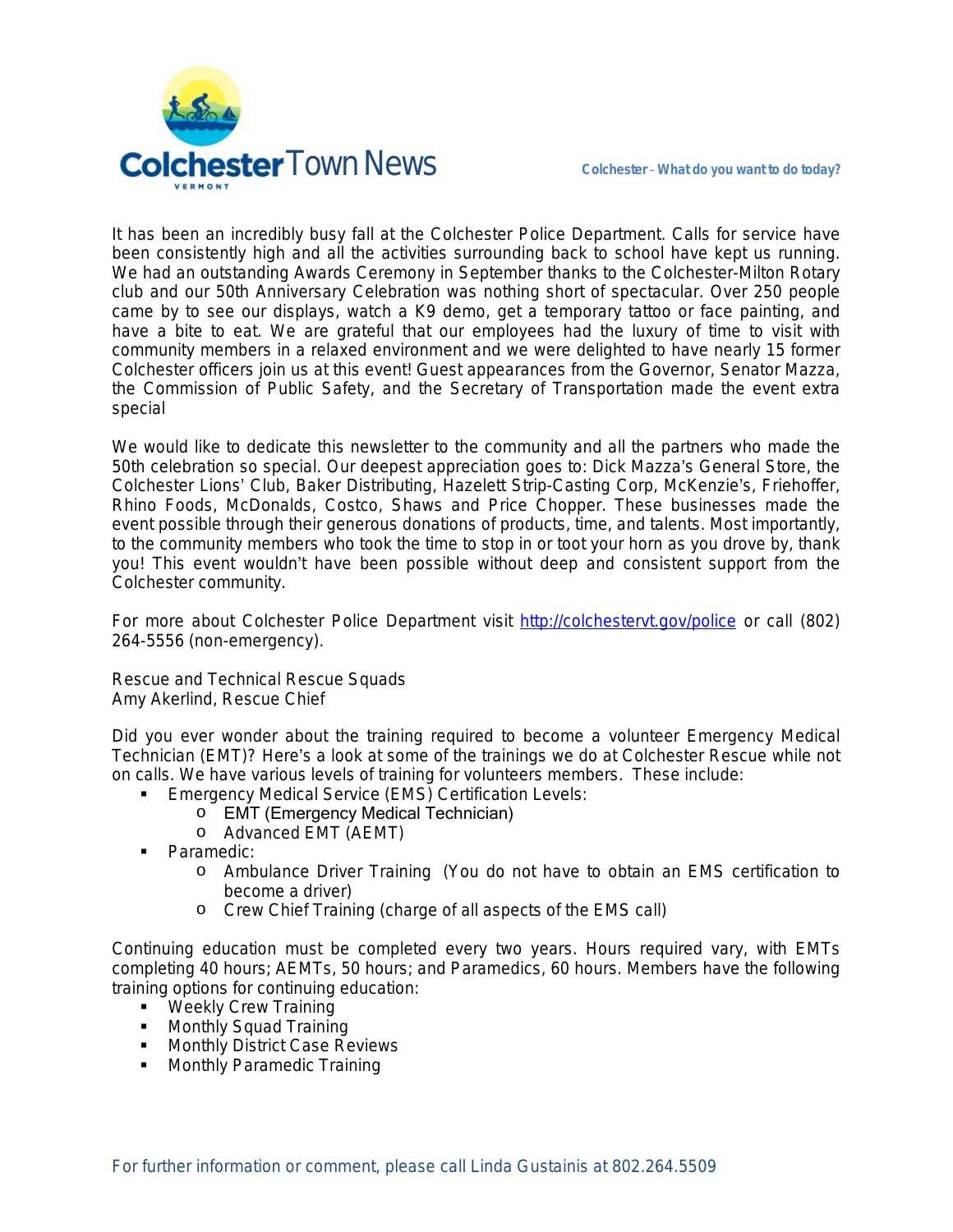It has been an incredibly busy fall at the Colchester Police Department. Calls for service have been consistently high and all the activities surrounding back to school have kept us running. We had an outstanding Awards Ceremony in September thanks to the Colchester-Milton Rotary club and our 50th Anniversary Celebration was nothing short of spectacular. Over 250 people came by to see our displays, watch a K9 demo, get a temporary tattoo or face painting, and have a bite to eat. We are grateful that our employees had the luxury of time to visit with community members in a relaxed environment and we were delighted to have nearly 15 former Colchester officers join us at this event! Guest appearances from the Governor, Senator Mazza, the Commission of Public Safety, and the Secretary of Transportation made the event extra special

We would like to dedicate this newsletter to the community and all the partners who made the 50th celebration so special. Our deepest appreciation goes to: Dick Mazza's General Store, the Colchester Lions' Club, Baker Distributing, Hazelett Strip-Casting Corp, McKenzie's, Friehoffer, Rhino Foods, McDonalds, Costco, Shaws and Price Chopper. These businesses made the event possible through their generous donations of products, time, and talents. Most importantly, to the community members who took the time to stop in or toot your horn as you drove by, thank you! This event wouldn't have been possible without deep and consistent support from the Colchester community.

For more about Colchester Police Department visit [http://colchestervt.gov/police](http://colchestervt.gov/police) or call (802) 264-5556 (non-emergency).

Rescue and Technical Rescue Squads
Amy Akerlind, Rescue Chief

Did you ever wonder about the training required to become a volunteer Emergency Medical Technician (EMT)? Here's a look at some of the trainings we do at Colchester Rescue while not on calls. We have various levels of training for volunteers members. These include:

- Emergency Medical Service (EMS) Certification Levels:
  - EMT (Emergency Medical Technician)
  - Advanced EMT (AEMT)
- Paramedic:
  - Ambulance Driver Training (You do not have to obtain an EMS certification to become a driver)
  - Crew Chief Training (charge of all aspects of the EMS call)

Continuing education must be completed every two years. Hours required vary, with EMTs completing 40 hours; AEMTs, 50 hours; and Paramedics, 60 hours. Members have the following training options for continuing education:

- Weekly Crew Training
- Monthly Squad Training
- Monthly District Case Reviews
- Monthly Paramedic Training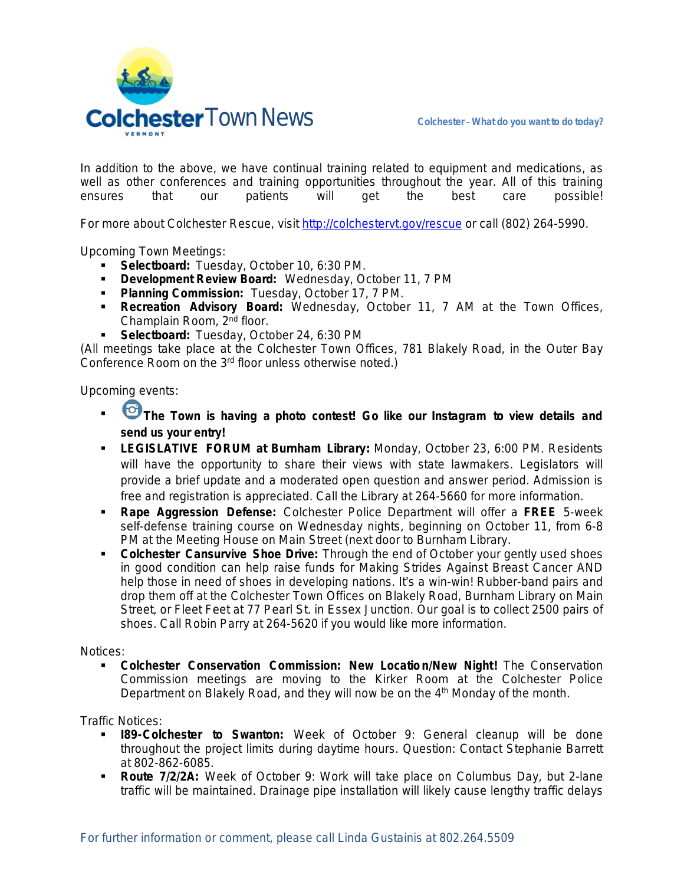In addition to the above, we have continual training related to equipment and medications, as well as other conferences and training opportunities throughout the year. All of this training ensures that our patients will get the best care possible!

For more about Colchester Rescue, visit http://colchestervt.gov/rescue or call (802) 264-5990.

Upcoming Town Meetings:

- **Selectboard:** Tuesday, October 10, 6:30 PM.
- **Development Review Board:** Wednesday, October 11, 7 PM
- **Planning Commission:** Tuesday, October 17, 7 PM.
- **Recreation Advisory Board:** Wednesday, October 11, 7 AM at the Town Offices, Champlain Room, 2nd floor.
- **Selectboard:** Tuesday, October 24, 6:30 PM

(All meetings take place at the Colchester Town Offices, 781 Blakely Road, in the Outer Bay Conference Room on the 3rd floor unless otherwise noted.)

Upcoming events:

- **The Town is having a photo contest! Go like our Instagram to view details and send us your entry!**
- **LEGISLATIVE FORUM at Burnham Library:** Monday, October 23, 6:00 PM. Residents will have the opportunity to share their views with state lawmakers. Legislators will provide a brief update and a moderated open question and answer period. Admission is free and registration is appreciated. Call the Library at 264-5660 for more information.
- **Rape Aggression Defense:** Colchester Police Department will offer a **FREE** 5-week self-defense training course on Wednesday nights, beginning on October 11, from 6-8 PM at the Meeting House on Main Street (next door to Burnham Library.
- **Colchester Cansurvive Shoe Drive:** Through the end of October your gently used shoes in good condition can help raise funds for Making Strides Against Breast Cancer AND help those in need of shoes in developing nations. It's a win-win! Rubber-band pairs and drop them off at the Colchester Town Offices on Blakely Road, Burnham Library on Main Street, or Fleet Feet at 77 Pearl St. in Essex Junction. Our goal is to collect 2500 pairs of shoes. Call Robin Parry at 264-5620 if you would like more information.

Notices:

- **Colchester Conservation Commission: New Location/New Night!** The Conservation Commission meetings are moving to the Kirker Room at the Colchester Police Department on Blakely Road, and they will now be on the 4th Monday of the month.

Traffic Notices:

- **I89-Colchester to Swanton:** Week of October 9: General cleanup will be done throughout the project limits during daytime hours. Question: Contact Stephanie Barrett at 802-862-6085.
- **Route 7/2/2A:** Week of October 9: Work will take place on Columbus Day, but 2-lane traffic will be maintained. Drainage pipe installation will likely cause lengthy traffic delays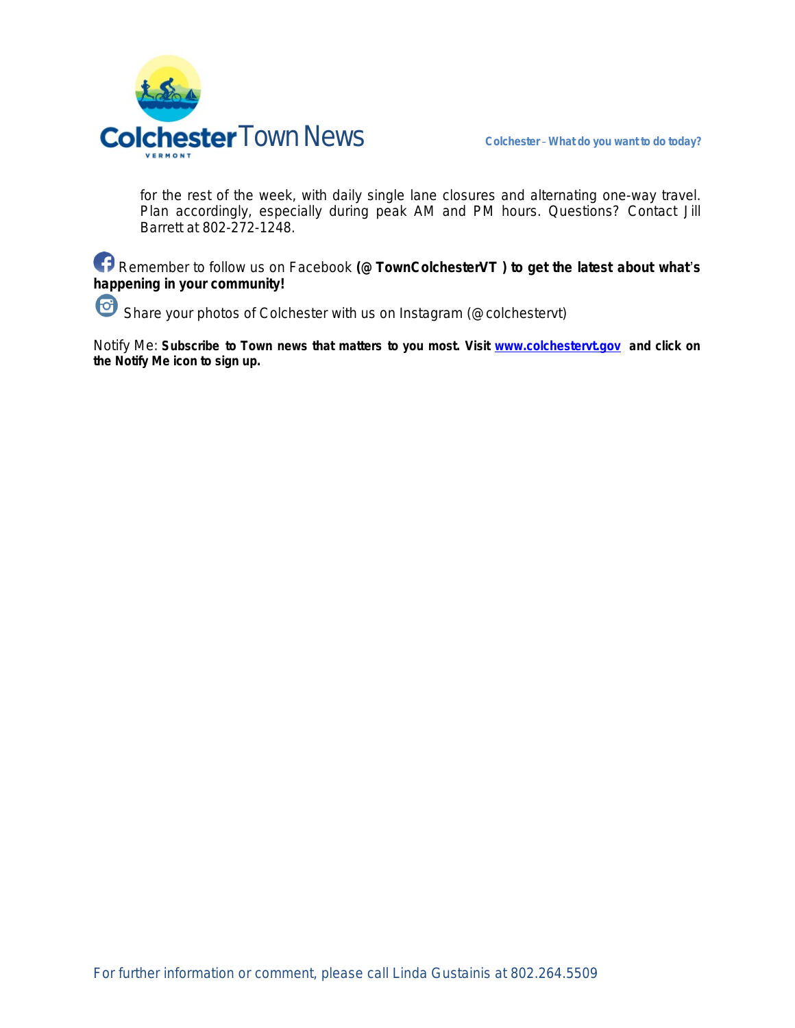for the rest of the week, with daily single lane closures and alternating one-way travel. Plan accordingly, especially during peak AM and PM hours. Questions? Contact Jill Barrett at 802-272-1248.

Remember to follow us on Facebook **(@TownColchesterVT ) to get the latest about what's happening in your community!**

Share your photos of Colchester with us on Instagram (@colchestervt)

Notify Me: **Subscribe to Town news that matters to you most. Visit [www.colchestervt.gov](http://www.colchestervt.gov) and click on the Notify Me icon to sign up.**